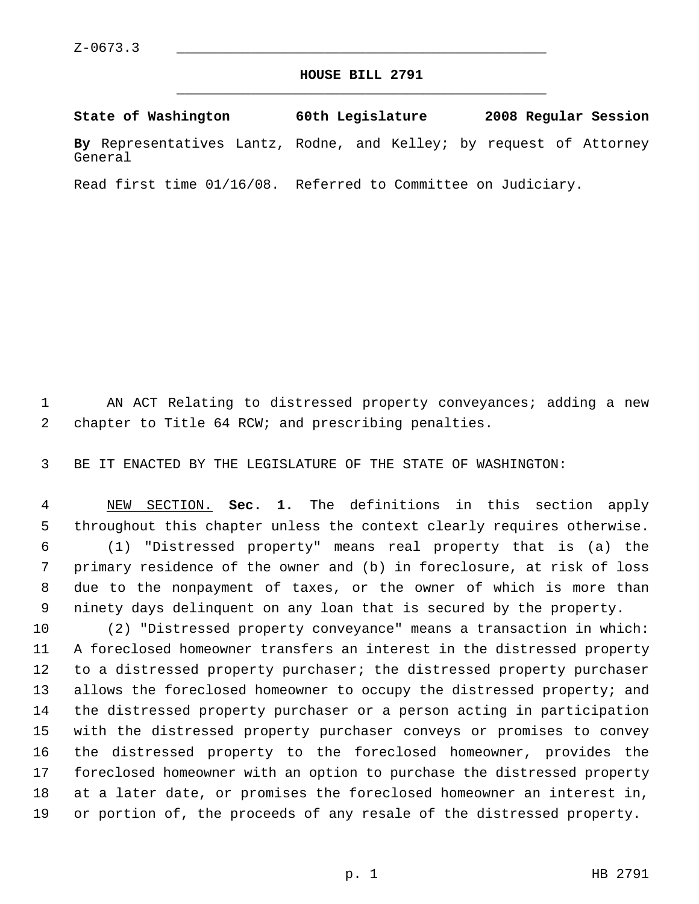Z-0673.3

# HOUSE BILL 2791

**State of Washington 60th Legislature 2008 Regular Session**

**By** Representatives Lantz, Rodne, and Kelley; by request of Attorney General

Read first time 01/16/08. Referred to Committee on Judiciary.

AN ACT Relating to distressed property conveyances; adding a new chapter to Title 64 RCW; and prescribing penalties.

BE IT ENACTED BY THE LEGISLATURE OF THE STATE OF WASHINGTON:

NEW SECTION. **Sec. 1.** The definitions in this section apply throughout this chapter unless the context clearly requires otherwise.

(1) "Distressed property" means real property that is (a) the primary residence of the owner and (b) in foreclosure, at risk of loss due to the nonpayment of taxes, or the owner of which is more than ninety days delinquent on any loan that is secured by the property.

(2) "Distressed property conveyance" means a transaction in which: A foreclosed homeowner transfers an interest in the distressed property to a distressed property purchaser; the distressed property purchaser allows the foreclosed homeowner to occupy the distressed property; and the distressed property purchaser or a person acting in participation with the distressed property purchaser conveys or promises to convey the distressed property to the foreclosed homeowner, provides the foreclosed homeowner with an option to purchase the distressed property at a later date, or promises the foreclosed homeowner an interest in, or portion of, the proceeds of any resale of the distressed property.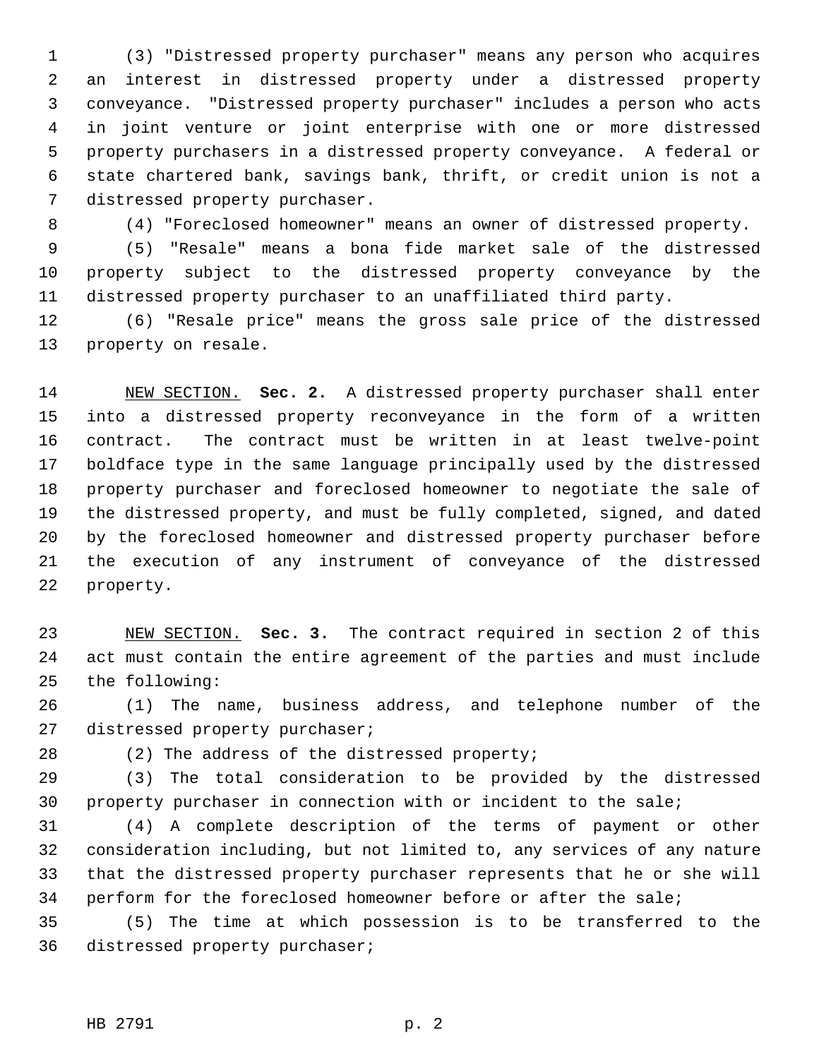(3) "Distressed property purchaser" means any person who acquires an interest in distressed property under a distressed property conveyance. "Distressed property purchaser" includes a person who acts in joint venture or joint enterprise with one or more distressed property purchasers in a distressed property conveyance. A federal or state chartered bank, savings bank, thrift, or credit union is not a distressed property purchaser.

(4) "Foreclosed homeowner" means an owner of distressed property.

(5) "Resale" means a bona fide market sale of the distressed property subject to the distressed property conveyance by the distressed property purchaser to an unaffiliated third party.

(6) "Resale price" means the gross sale price of the distressed property on resale.

NEW SECTION. **Sec. 2.** A distressed property purchaser shall enter into a distressed property reconveyance in the form of a written contract. The contract must be written in at least twelve-point boldface type in the same language principally used by the distressed property purchaser and foreclosed homeowner to negotiate the sale of the distressed property, and must be fully completed, signed, and dated by the foreclosed homeowner and distressed property purchaser before the execution of any instrument of conveyance of the distressed property.

NEW SECTION. **Sec. 3.** The contract required in section 2 of this act must contain the entire agreement of the parties and must include the following:

(1) The name, business address, and telephone number of the distressed property purchaser;

(2) The address of the distressed property;

(3) The total consideration to be provided by the distressed property purchaser in connection with or incident to the sale;

(4) A complete description of the terms of payment or other consideration including, but not limited to, any services of any nature that the distressed property purchaser represents that he or she will perform for the foreclosed homeowner before or after the sale;

(5) The time at which possession is to be transferred to the distressed property purchaser;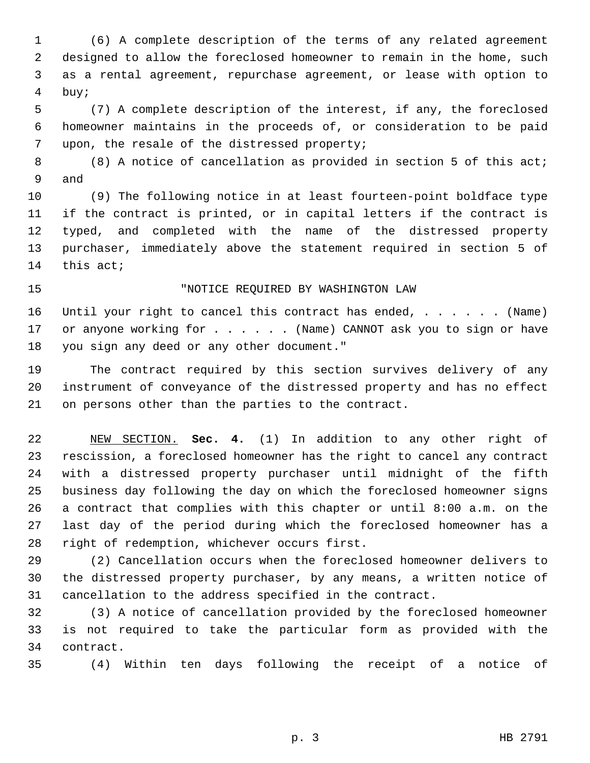(6) A complete description of the terms of any related agreement designed to allow the foreclosed homeowner to remain in the home, such as a rental agreement, repurchase agreement, or lease with option to buy;

(7) A complete description of the interest, if any, the foreclosed homeowner maintains in the proceeds of, or consideration to be paid upon, the resale of the distressed property;

(8) A notice of cancellation as provided in section 5 of this act; and

(9) The following notice in at least fourteen-point boldface type if the contract is printed, or in capital letters if the contract is typed, and completed with the name of the distressed property purchaser, immediately above the statement required in section 5 of this act;

"NOTICE REQUIRED BY WASHINGTON LAW

Until your right to cancel this contract has ended, . . . . . . (Name) or anyone working for . . . . . . (Name) CANNOT ask you to sign or have you sign any deed or any other document."

The contract required by this section survives delivery of any instrument of conveyance of the distressed property and has no effect on persons other than the parties to the contract.

NEW SECTION. **Sec. 4.** (1) In addition to any other right of rescission, a foreclosed homeowner has the right to cancel any contract with a distressed property purchaser until midnight of the fifth business day following the day on which the foreclosed homeowner signs a contract that complies with this chapter or until 8:00 a.m. on the last day of the period during which the foreclosed homeowner has a right of redemption, whichever occurs first.

(2) Cancellation occurs when the foreclosed homeowner delivers to the distressed property purchaser, by any means, a written notice of cancellation to the address specified in the contract.

(3) A notice of cancellation provided by the foreclosed homeowner is not required to take the particular form as provided with the contract.

(4) Within ten days following the receipt of a notice of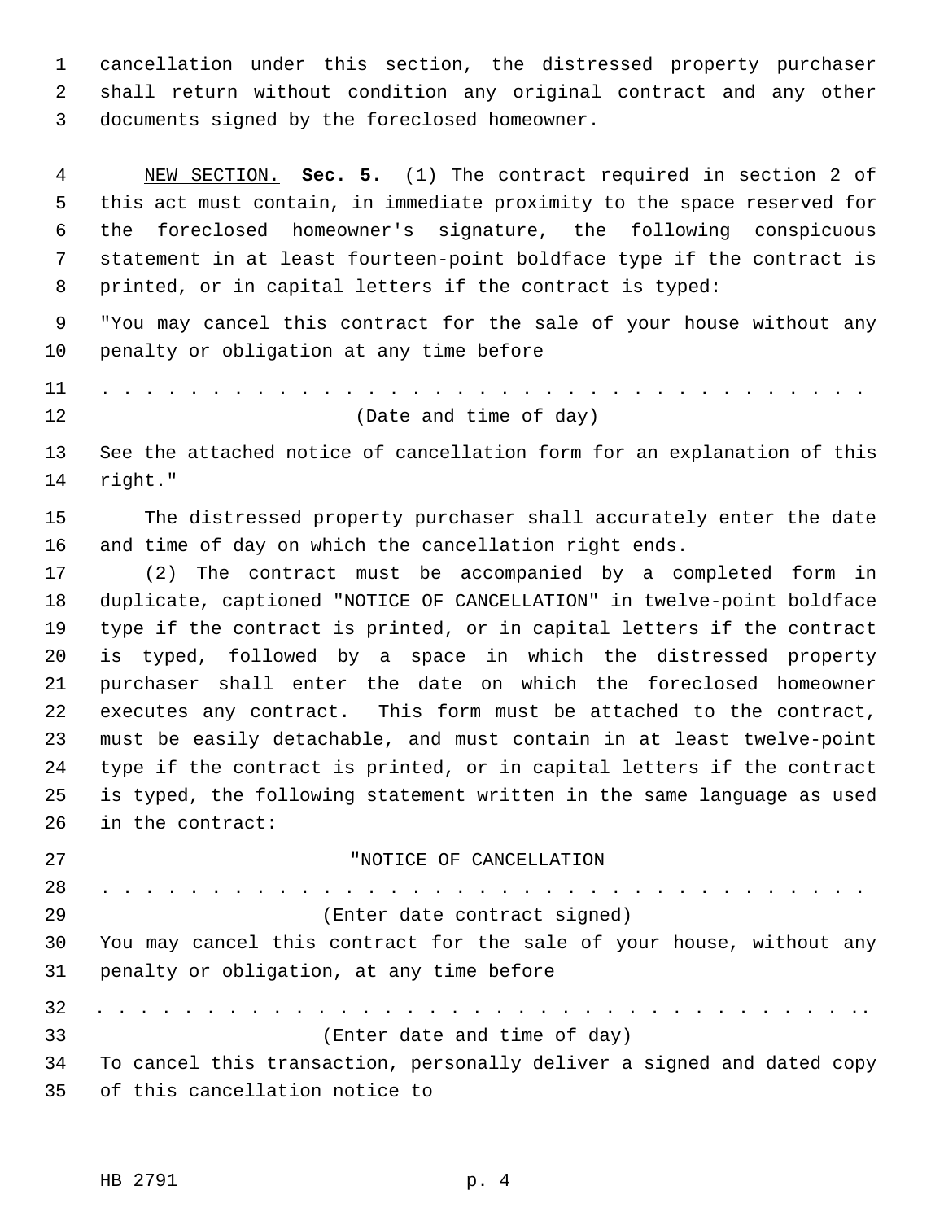cancellation under this section, the distressed property purchaser shall return without condition any original contract and any other documents signed by the foreclosed homeowner.

NEW SECTION. **Sec. 5.** (1) The contract required in section 2 of this act must contain, in immediate proximity to the space reserved for the foreclosed homeowner's signature, the following conspicuous statement in at least fourteen-point boldface type if the contract is printed, or in capital letters if the contract is typed:

"You may cancel this contract for the sale of your house without any penalty or obligation at any time before

. . . . . . . . . . . . . . . . . . . . . . . . . . . . . . . . . . . .

(Date and time of day)

See the attached notice of cancellation form for an explanation of this right."

The distressed property purchaser shall accurately enter the date and time of day on which the cancellation right ends.

(2) The contract must be accompanied by a completed form in duplicate, captioned "NOTICE OF CANCELLATION" in twelve-point boldface type if the contract is printed, or in capital letters if the contract is typed, followed by a space in which the distressed property purchaser shall enter the date on which the foreclosed homeowner executes any contract. This form must be attached to the contract, must be easily detachable, and must contain in at least twelve-point type if the contract is printed, or in capital letters if the contract is typed, the following statement written in the same language as used in the contract:

"NOTICE OF CANCELLATION

. . . . . . . . . . . . . . . . . . . . . . . . . . . . . . . . . . . .

(Enter date contract signed)

You may cancel this contract for the sale of your house, without any penalty or obligation, at any time before

. . . . . . . . . . . . . . . . . . . . . . . . . . . . . . . . . . . .

(Enter date and time of day)

To cancel this transaction, personally deliver a signed and dated copy of this cancellation notice to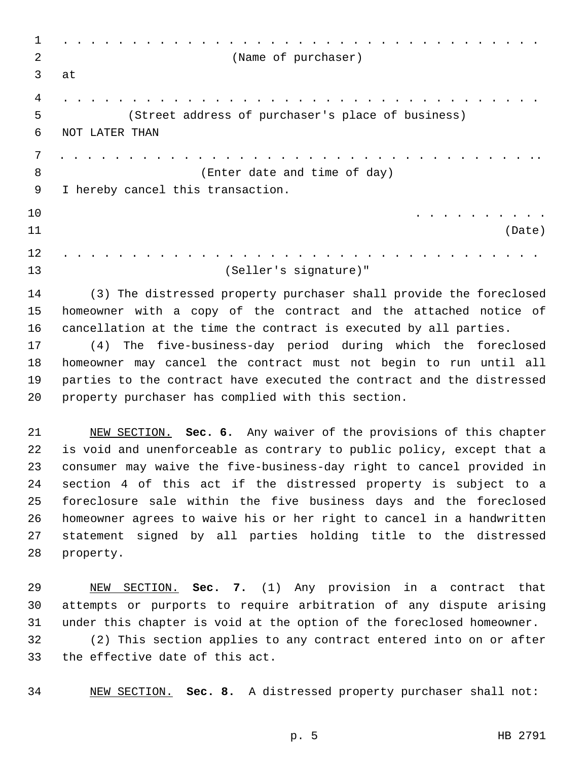. . . . . . . . . . . . . . . . . . . . . . . . . . . . . . . . . . .
(Name of purchaser)

at

. . . . . . . . . . . . . . . . . . . . . . . . . . . . . . . . . . .
(Street address of purchaser's place of business)

NOT LATER THAN

. . . . . . . . . . . . . . . . . . . . . . . . . . . . . . . . . . .
(Enter date and time of day)

I hereby cancel this transaction.

. . . . . . . . . . .
(Date)

. . . . . . . . . . . . . . . . . . . . . . . . . . . . . . . . . . .
(Seller's signature)"

(3) The distressed property purchaser shall provide the foreclosed homeowner with a copy of the contract and the attached notice of cancellation at the time the contract is executed by all parties.

(4) The five-business-day period during which the foreclosed homeowner may cancel the contract must not begin to run until all parties to the contract have executed the contract and the distressed property purchaser has complied with this section.

NEW SECTION. **Sec. 6.** Any waiver of the provisions of this chapter is void and unenforceable as contrary to public policy, except that a consumer may waive the five-business-day right to cancel provided in section 4 of this act if the distressed property is subject to a foreclosure sale within the five business days and the foreclosed homeowner agrees to waive his or her right to cancel in a handwritten statement signed by all parties holding title to the distressed property.

NEW SECTION. **Sec. 7.** (1) Any provision in a contract that attempts or purports to require arbitration of any dispute arising under this chapter is void at the option of the foreclosed homeowner.

(2) This section applies to any contract entered into on or after the effective date of this act.

NEW SECTION. **Sec. 8.** A distressed property purchaser shall not: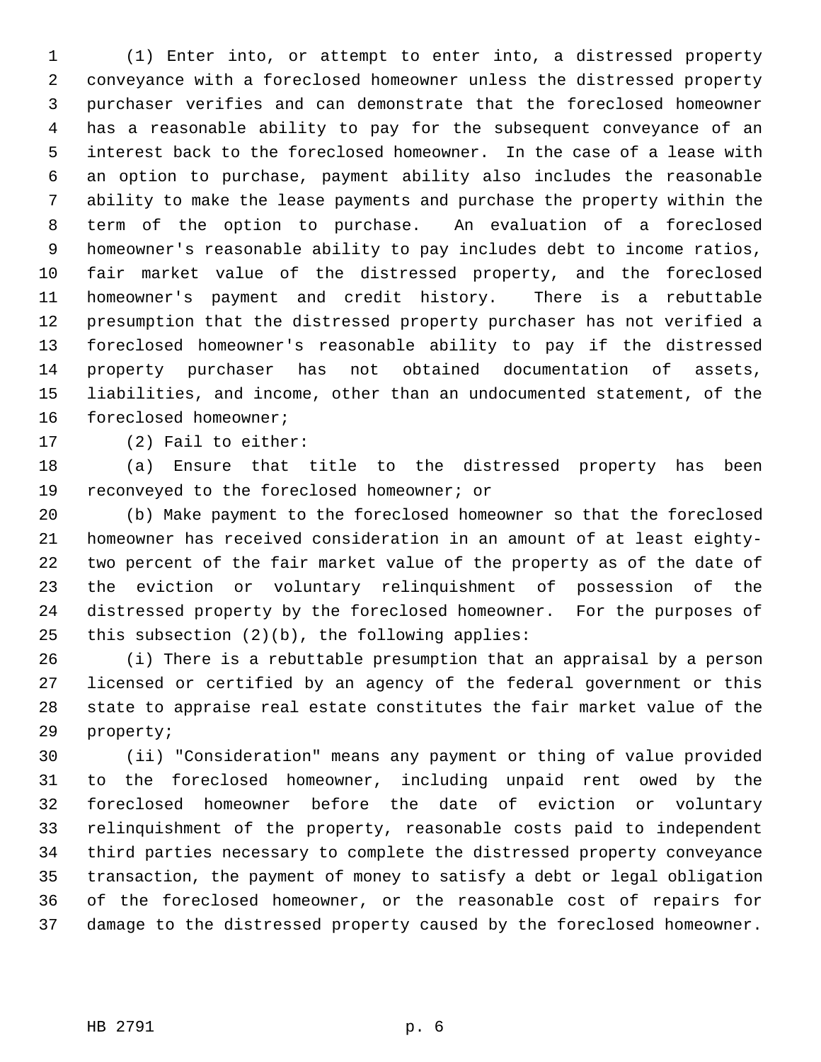(1) Enter into, or attempt to enter into, a distressed property conveyance with a foreclosed homeowner unless the distressed property purchaser verifies and can demonstrate that the foreclosed homeowner has a reasonable ability to pay for the subsequent conveyance of an interest back to the foreclosed homeowner. In the case of a lease with an option to purchase, payment ability also includes the reasonable ability to make the lease payments and purchase the property within the term of the option to purchase. An evaluation of a foreclosed homeowner's reasonable ability to pay includes debt to income ratios, fair market value of the distressed property, and the foreclosed homeowner's payment and credit history. There is a rebuttable presumption that the distressed property purchaser has not verified a foreclosed homeowner's reasonable ability to pay if the distressed property purchaser has not obtained documentation of assets, liabilities, and income, other than an undocumented statement, of the foreclosed homeowner;

(2) Fail to either:

(a) Ensure that title to the distressed property has been reconveyed to the foreclosed homeowner; or

(b) Make payment to the foreclosed homeowner so that the foreclosed homeowner has received consideration in an amount of at least eighty-two percent of the fair market value of the property as of the date of the eviction or voluntary relinquishment of possession of the distressed property by the foreclosed homeowner. For the purposes of this subsection (2)(b), the following applies:

(i) There is a rebuttable presumption that an appraisal by a person licensed or certified by an agency of the federal government or this state to appraise real estate constitutes the fair market value of the property;

(ii) "Consideration" means any payment or thing of value provided to the foreclosed homeowner, including unpaid rent owed by the foreclosed homeowner before the date of eviction or voluntary relinquishment of the property, reasonable costs paid to independent third parties necessary to complete the distressed property conveyance transaction, the payment of money to satisfy a debt or legal obligation of the foreclosed homeowner, or the reasonable cost of repairs for damage to the distressed property caused by the foreclosed homeowner.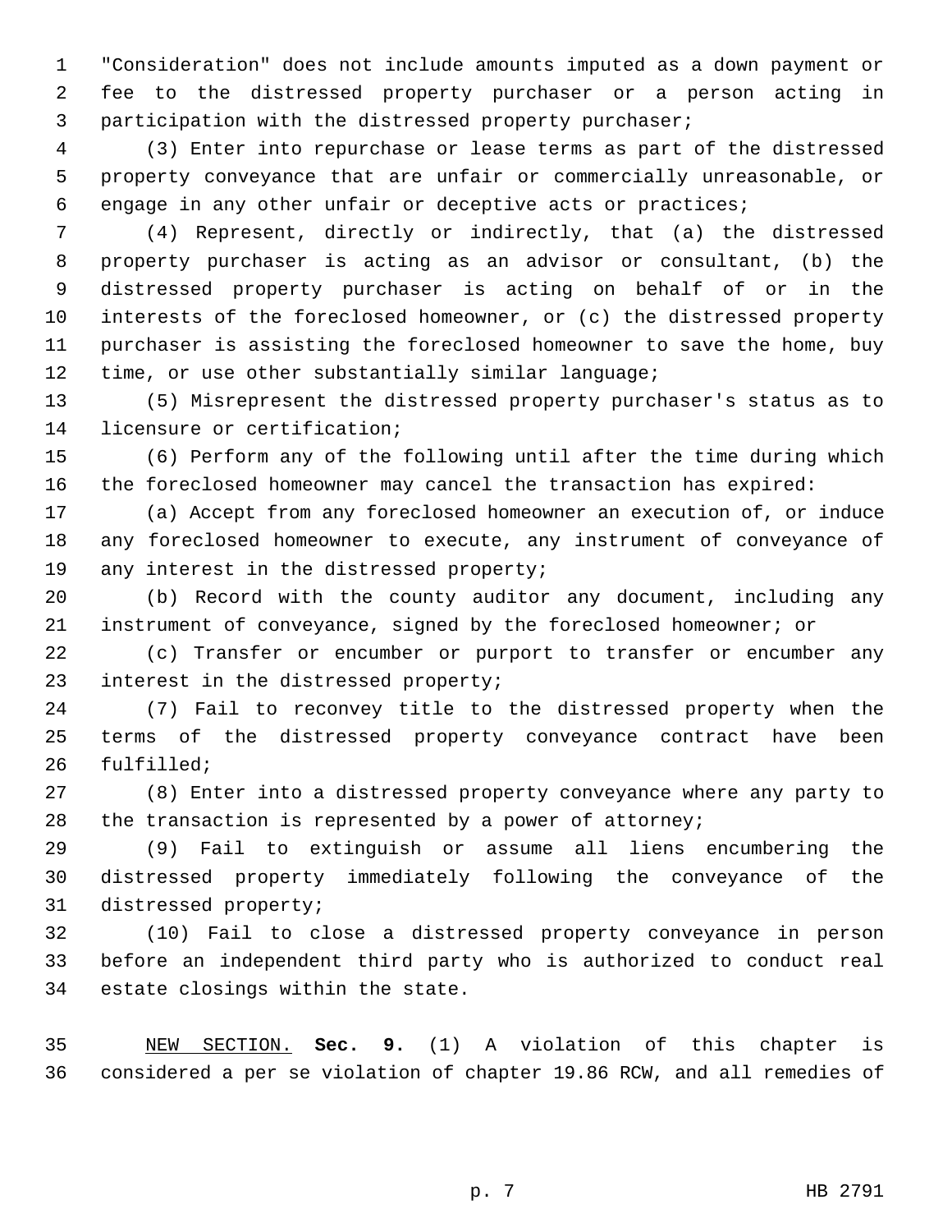"Consideration" does not include amounts imputed as a down payment or fee to the distressed property purchaser or a person acting in participation with the distressed property purchaser;

(3) Enter into repurchase or lease terms as part of the distressed property conveyance that are unfair or commercially unreasonable, or engage in any other unfair or deceptive acts or practices;

(4) Represent, directly or indirectly, that (a) the distressed property purchaser is acting as an advisor or consultant, (b) the distressed property purchaser is acting on behalf of or in the interests of the foreclosed homeowner, or (c) the distressed property purchaser is assisting the foreclosed homeowner to save the home, buy time, or use other substantially similar language;

(5) Misrepresent the distressed property purchaser's status as to licensure or certification;

(6) Perform any of the following until after the time during which the foreclosed homeowner may cancel the transaction has expired:

(a) Accept from any foreclosed homeowner an execution of, or induce any foreclosed homeowner to execute, any instrument of conveyance of any interest in the distressed property;

(b) Record with the county auditor any document, including any instrument of conveyance, signed by the foreclosed homeowner; or

(c) Transfer or encumber or purport to transfer or encumber any interest in the distressed property;

(7) Fail to reconvey title to the distressed property when the terms of the distressed property conveyance contract have been fulfilled;

(8) Enter into a distressed property conveyance where any party to the transaction is represented by a power of attorney;

(9) Fail to extinguish or assume all liens encumbering the distressed property immediately following the conveyance of the distressed property;

(10) Fail to close a distressed property conveyance in person before an independent third party who is authorized to conduct real estate closings within the state.

NEW SECTION. **Sec. 9.** (1) A violation of this chapter is considered a per se violation of chapter 19.86 RCW, and all remedies of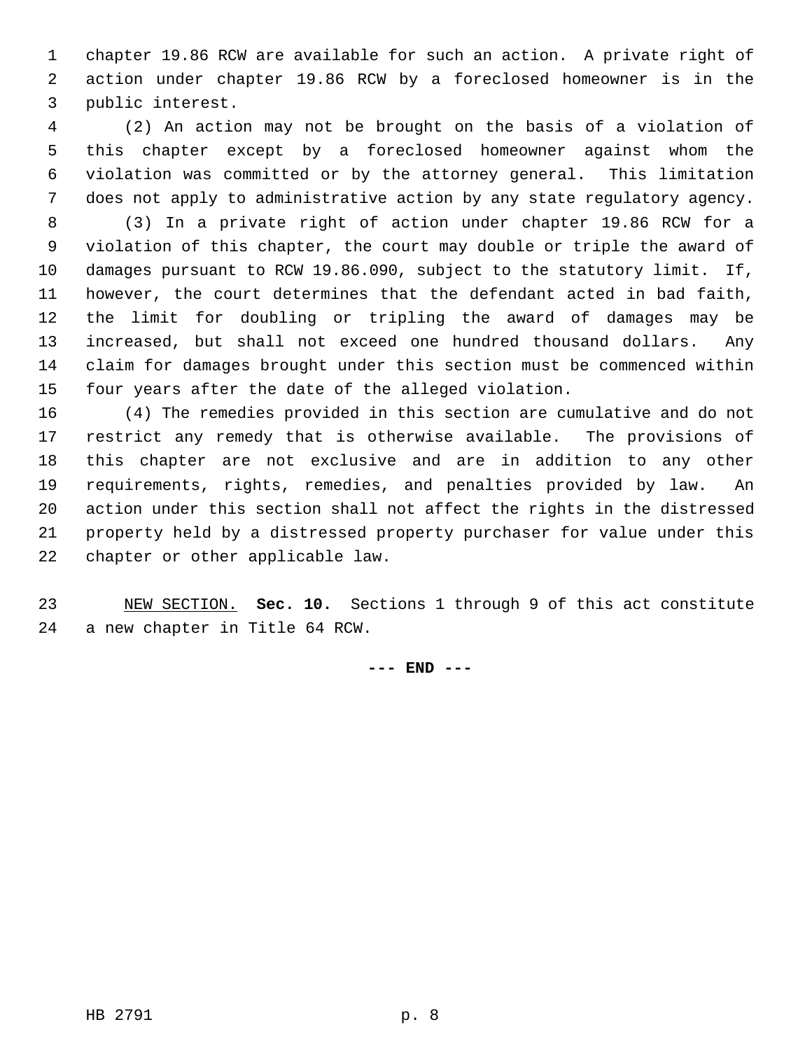chapter 19.86 RCW are available for such an action. A private right of action under chapter 19.86 RCW by a foreclosed homeowner is in the public interest.

(2) An action may not be brought on the basis of a violation of this chapter except by a foreclosed homeowner against whom the violation was committed or by the attorney general. This limitation does not apply to administrative action by any state regulatory agency.

(3) In a private right of action under chapter 19.86 RCW for a violation of this chapter, the court may double or triple the award of damages pursuant to RCW 19.86.090, subject to the statutory limit. If, however, the court determines that the defendant acted in bad faith, the limit for doubling or tripling the award of damages may be increased, but shall not exceed one hundred thousand dollars. Any claim for damages brought under this section must be commenced within four years after the date of the alleged violation.

(4) The remedies provided in this section are cumulative and do not restrict any remedy that is otherwise available. The provisions of this chapter are not exclusive and are in addition to any other requirements, rights, remedies, and penalties provided by law. An action under this section shall not affect the rights in the distressed property held by a distressed property purchaser for value under this chapter or other applicable law.

NEW SECTION. **Sec. 10.** Sections 1 through 9 of this act constitute a new chapter in Title 64 RCW.

**--- END ---**